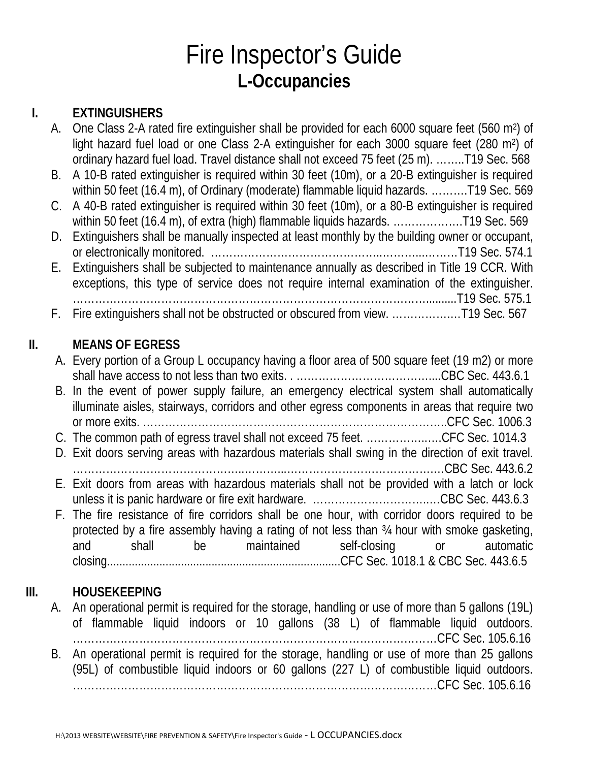# Fire Inspector's Guide

## L-Occupancies

### I. EXTINGUISHERS

A. One Class 2-A rated fire extinguisher shall be provided for each 6000 square feet (560 $m^2$) of light hazard fuel load or one Class 2-A extinguisher for each 3000 square feet (280 $m^2$) of ordinary hazard fuel load. Travel distance shall not exceed 75 feet (25 m). ……..T19 Sec. 568

B. A 10-B rated extinguisher is required within 30 feet (10m), or a 20-B extinguisher is required within 50 feet (16.4 m), of Ordinary (moderate) flammable liquid hazards. ……….T19 Sec. 569

C. A 40-B rated extinguisher is required within 30 feet (10m), or a 80-B extinguisher is required within 50 feet (16.4 m), of extra (high) flammable liquids hazards. ……………….T19 Sec. 569

D. Extinguishers shall be manually inspected at least monthly by the building owner or occupant, or electronically monitored. ……………………………………..……..…….T19 Sec. 574.1

E. Extinguishers shall be subjected to maintenance annually as described in Title 19 CCR. With exceptions, this type of service does not require internal examination of the extinguisher. ………………………………………………………………………………..........T19 Sec. 575.1

F. Fire extinguishers shall not be obstructed or obscured from view. ………………T19 Sec. 567

### II. MEANS OF EGRESS

A. Every portion of a Group L occupancy having a floor area of 500 square feet (19 m2) or more shall have access to not less than two exits. . …………………………………...CBC Sec. 443.6.1

B. In the event of power supply failure, an emergency electrical system shall automatically illuminate aisles, stairways, corridors and other egress components in areas that require two or more exits. …………………………………………………………………………..CFC Sec. 1006.3

C. The common path of egress travel shall not exceed 75 feet. …………….….CFC Sec. 1014.3

D. Exit doors serving areas with hazardous materials shall swing in the direction of exit travel. ……………………………………………………………………………………CBC Sec. 443.6.2

E. Exit doors from areas with hazardous materials shall not be provided with a latch or lock unless it is panic hardware or fire exit hardware. ……………………………CBC Sec. 443.6.3

F. The fire resistance of fire corridors shall be one hour, with corridor doors required to be protected by a fire assembly having a rating of not less than ¾ hour with smoke gasketing, and shall be maintained self-closing or automatic closing.........................................................................CFC Sec. 1018.1 & CBC Sec. 443.6.5

### III. HOUSEKEEPING

A. An operational permit is required for the storage, handling or use of more than 5 gallons (19L) of flammable liquid indoors or 10 gallons (38 L) of flammable liquid outdoors. ………………………………………………………………………………………CFC Sec. 105.6.16

B. An operational permit is required for the storage, handling or use of more than 25 gallons (95L) of combustible liquid indoors or 60 gallons (227 L) of combustible liquid outdoors. ………………………………………………………………………………………CFC Sec. 105.6.16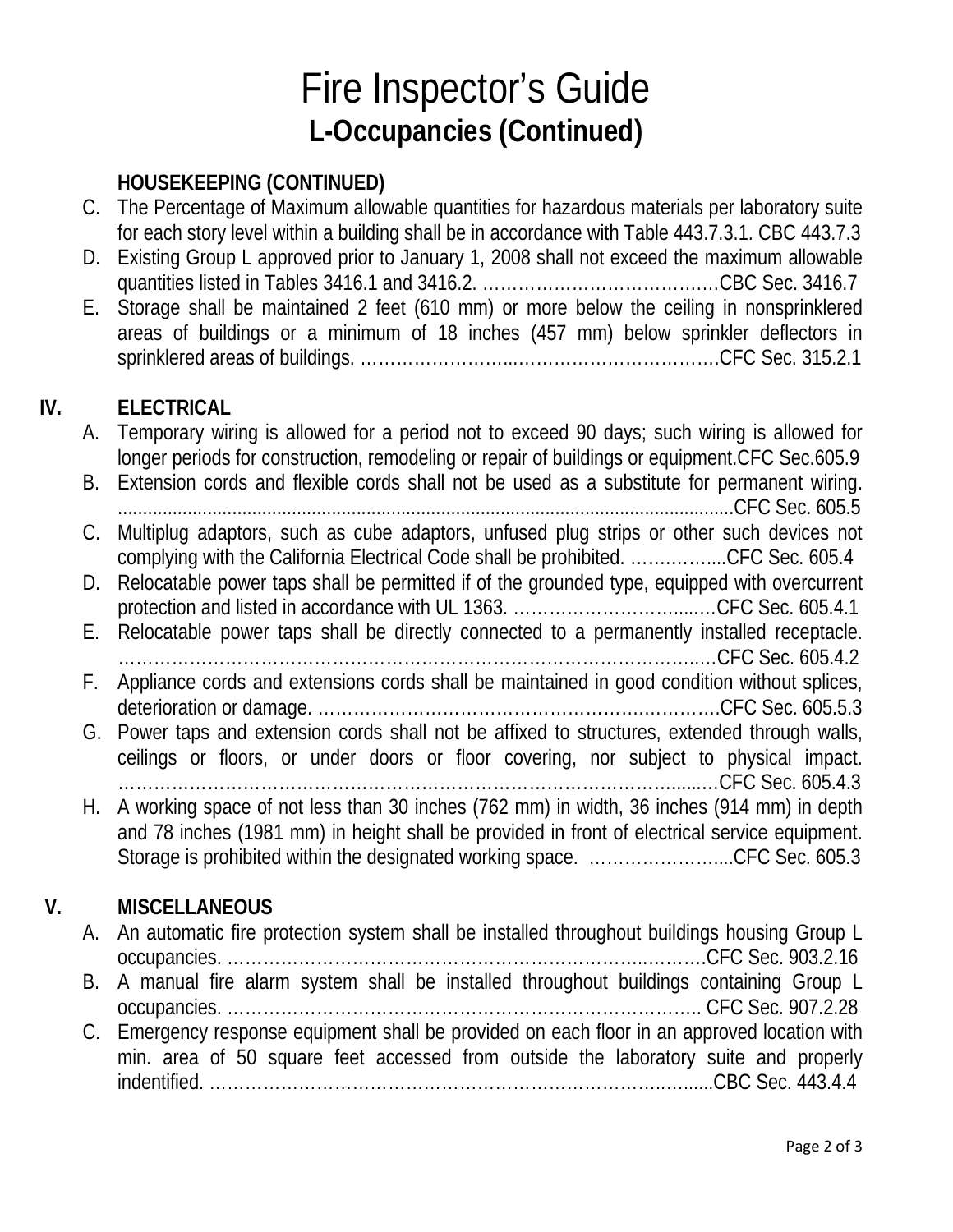# Fire Inspector's Guide

## L-Occupancies (Continued)

### HOUSEKEEPING (CONTINUED)

C. The Percentage of Maximum allowable quantities for hazardous materials per laboratory suite for each story level within a building shall be in accordance with Table 443.7.3.1. CBC 443.7.3

D. Existing Group L approved prior to January 1, 2008 shall not exceed the maximum allowable quantities listed in Tables 3416.1 and 3416.2. ………………………………….CBC Sec. 3416.7

E. Storage shall be maintained 2 feet (610 mm) or more below the ceiling in nonsprinklered areas of buildings or a minimum of 18 inches (457 mm) below sprinkler deflectors in sprinklered areas of buildings. ………………………………………………….CFC Sec. 315.2.1

## IV. ELECTRICAL

A. Temporary wiring is allowed for a period not to exceed 90 days; such wiring is allowed for longer periods for construction, remodeling or repair of buildings or equipment.CFC Sec.605.9

B. Extension cords and flexible cords shall not be used as a substitute for permanent wiring. ..........................................................................................................................CFC Sec. 605.5

C. Multiplug adaptors, such as cube adaptors, unfused plug strips or other such devices not complying with the California Electrical Code shall be prohibited. ……………...CFC Sec. 605.4

D. Relocatable power taps shall be permitted if of the grounded type, equipped with overcurrent protection and listed in accordance with UL 1363. ……………………….….CFC Sec. 605.4.1

E. Relocatable power taps shall be directly connected to a permanently installed receptacle. ……………………………………………………………………………………….CFC Sec. 605.4.2

F. Appliance cords and extensions cords shall be maintained in good condition without splices, deterioration or damage. ………………………………………………………….CFC Sec. 605.5.3

G. Power taps and extension cords shall not be affixed to structures, extended through walls, ceilings or floors, or under doors or floor covering, nor subject to physical impact. ……………………………………………………………………………………….CFC Sec. 605.4.3

H. A working space of not less than 30 inches (762 mm) in width, 36 inches (914 mm) in depth and 78 inches (1981 mm) in height shall be provided in front of electrical service equipment. Storage is prohibited within the designated working space. …………………....CFC Sec. 605.3

## V. MISCELLANEOUS

A. An automatic fire protection system shall be installed throughout buildings housing Group L occupancies. ……………………………………………………………………….CFC Sec. 903.2.16

B. A manual fire alarm system shall be installed throughout buildings containing Group L occupancies. ……………………………………………………………………….. CFC Sec. 907.2.28

C. Emergency response equipment shall be provided on each floor in an approved location with min. area of 50 square feet accessed from outside the laboratory suite and properly indentified. ……………………………………………………………………......CBC Sec. 443.4.4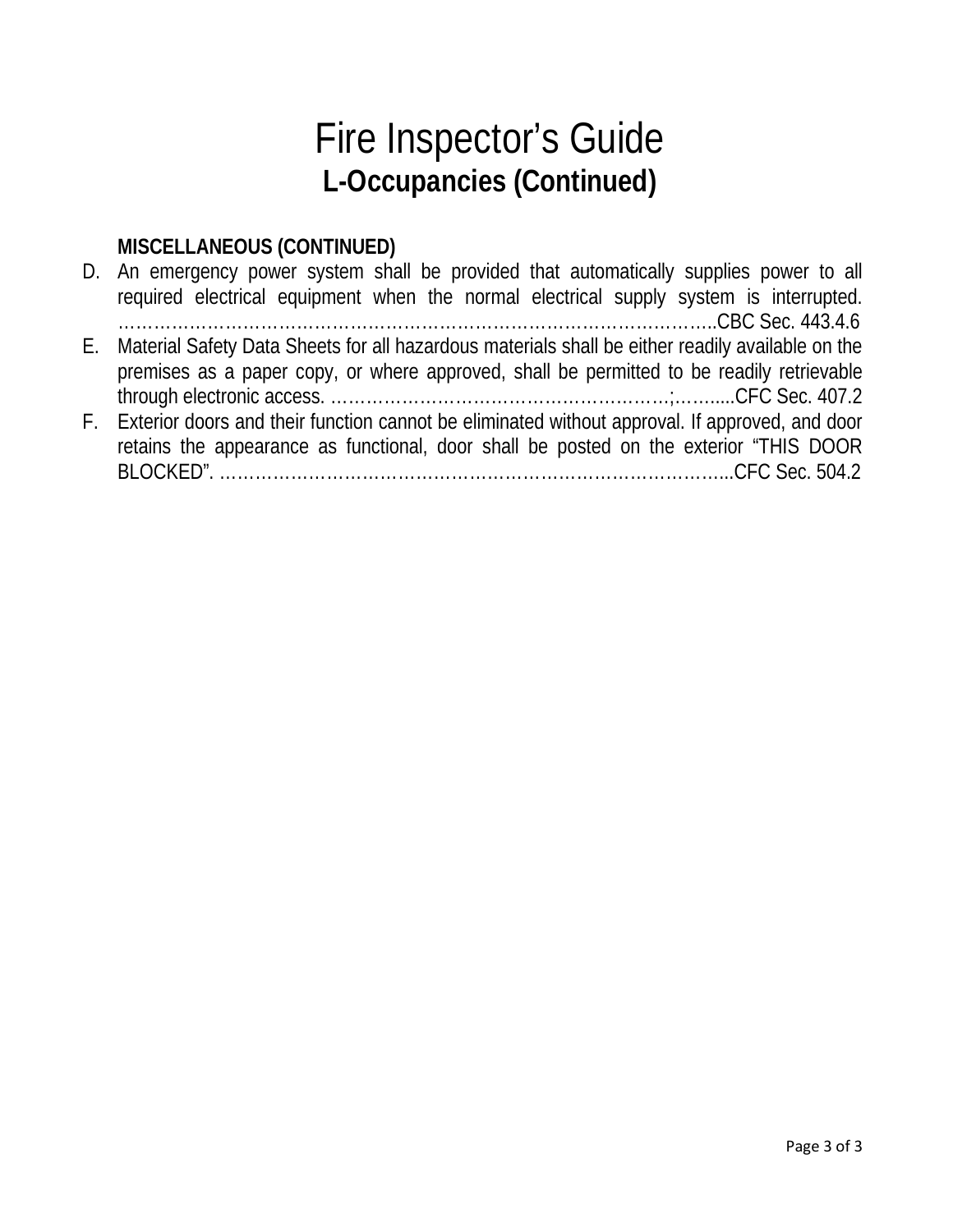# Fire Inspector's Guide

## L-Occupancies (Continued)

**MISCELLANEOUS (CONTINUED)**

D. An emergency power system shall be provided that automatically supplies power to all required electrical equipment when the normal electrical supply system is interrupted. ……………………………………………………………………………………..CBC Sec. 443.4.6

E. Material Safety Data Sheets for all hazardous materials shall be either readily available on the premises as a paper copy, or where approved, shall be permitted to be readily retrievable through electronic access. …………………………………………………;……....CFC Sec. 407.2

F. Exterior doors and their function cannot be eliminated without approval. If approved, and door retains the appearance as functional, door shall be posted on the exterior "THIS DOOR BLOCKED". ………………………………………………………………………...CFC Sec. 504.2